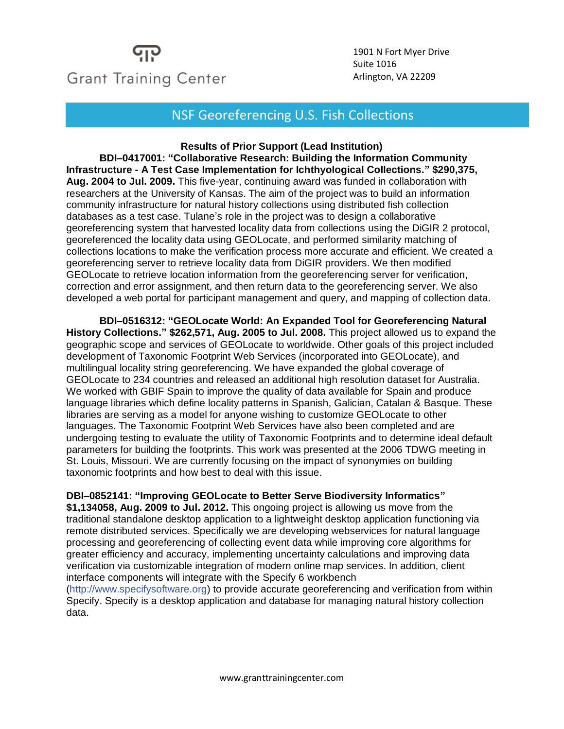# NSF Georeferencing U.S. Fish Collections

**Results of Prior Support (Lead Institution)**

**BDI–0417001: "Collaborative Research: Building the Information Community Infrastructure - A Test Case Implementation for Ichthyological Collections." $290,375, Aug. 2004 to Jul. 2009.** This five-year, continuing award was funded in collaboration with researchers at the University of Kansas. The aim of the project was to build an information community infrastructure for natural history collections using distributed fish collection databases as a test case. Tulane's role in the project was to design a collaborative georeferencing system that harvested locality data from collections using the DiGIR 2 protocol, georeferenced the locality data using GEOLocate, and performed similarity matching of collections locations to make the verification process more accurate and efficient. We created a georeferencing server to retrieve locality data from DiGIR providers. We then modified GEOLocate to retrieve location information from the georeferencing server for verification, correction and error assignment, and then return data to the georeferencing server. We also developed a web portal for participant management and query, and mapping of collection data.

**BDI–0516312: "GEOLocate World: An Expanded Tool for Georeferencing Natural History Collections." $262,571, Aug. 2005 to Jul. 2008.** This project allowed us to expand the geographic scope and services of GEOLocate to worldwide. Other goals of this project included development of Taxonomic Footprint Web Services (incorporated into GEOLocate), and multilingual locality string georeferencing. We have expanded the global coverage of GEOLocate to 234 countries and released an additional high resolution dataset for Australia. We worked with GBIF Spain to improve the quality of data available for Spain and produce language libraries which define locality patterns in Spanish, Galician, Catalan & Basque. These libraries are serving as a model for anyone wishing to customize GEOLocate to other languages. The Taxonomic Footprint Web Services have also been completed and are undergoing testing to evaluate the utility of Taxonomic Footprints and to determine ideal default parameters for building the footprints. This work was presented at the 2006 TDWG meeting in St. Louis, Missouri. We are currently focusing on the impact of synonymies on building taxonomic footprints and how best to deal with this issue.

**DBI–0852141: "Improving GEOLocate to Better Serve Biodiversity Informatics" $1,134058, Aug. 2009 to Jul. 2012.** This ongoing project is allowing us move from the traditional standalone desktop application to a lightweight desktop application functioning via remote distributed services. Specifically we are developing webservices for natural language processing and georeferencing of collecting event data while improving core algorithms for greater efficiency and accuracy, implementing uncertainty calculations and improving data verification via customizable integration of modern online map services. In addition, client interface components will integrate with the Specify 6 workbench (http://www.specifysoftware.org) to provide accurate georeferencing and verification from within Specify. Specify is a desktop application and database for managing natural history collection data.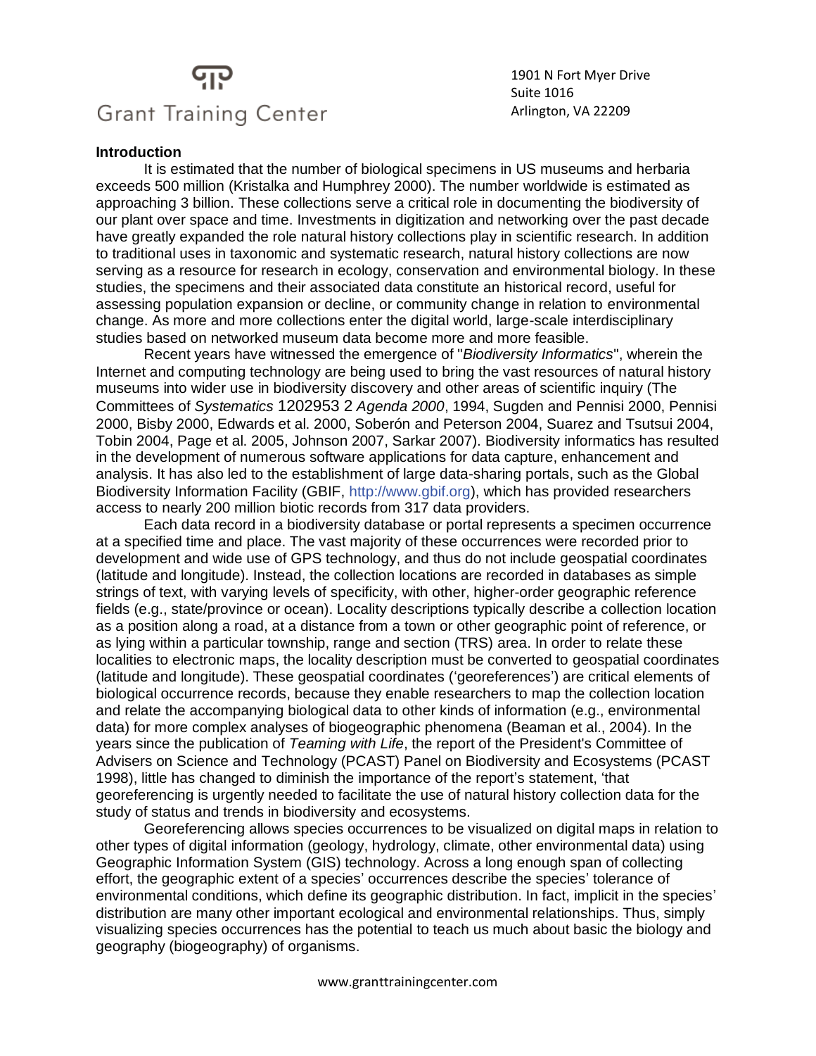## Introduction

It is estimated that the number of biological specimens in US museums and herbaria exceeds 500 million (Kristalka and Humphrey 2000). The number worldwide is estimated as approaching 3 billion. These collections serve a critical role in documenting the biodiversity of our plant over space and time. Investments in digitization and networking over the past decade have greatly expanded the role natural history collections play in scientific research. In addition to traditional uses in taxonomic and systematic research, natural history collections are now serving as a resource for research in ecology, conservation and environmental biology. In these studies, the specimens and their associated data constitute an historical record, useful for assessing population expansion or decline, or community change in relation to environmental change. As more and more collections enter the digital world, large-scale interdisciplinary studies based on networked museum data become more and more feasible.

Recent years have witnessed the emergence of "*Biodiversity Informatics*", wherein the Internet and computing technology are being used to bring the vast resources of natural history museums into wider use in biodiversity discovery and other areas of scientific inquiry (The Committees of *Systematics* 1202953 2 *Agenda 2000*, 1994, Sugden and Pennisi 2000, Pennisi 2000, Bisby 2000, Edwards et al. 2000, Soberón and Peterson 2004, Suarez and Tsutsui 2004, Tobin 2004, Page et al. 2005, Johnson 2007, Sarkar 2007). Biodiversity informatics has resulted in the development of numerous software applications for data capture, enhancement and analysis. It has also led to the establishment of large data-sharing portals, such as the Global Biodiversity Information Facility (GBIF, http://www.gbif.org), which has provided researchers access to nearly 200 million biotic records from 317 data providers.

Each data record in a biodiversity database or portal represents a specimen occurrence at a specified time and place. The vast majority of these occurrences were recorded prior to development and wide use of GPS technology, and thus do not include geospatial coordinates (latitude and longitude). Instead, the collection locations are recorded in databases as simple strings of text, with varying levels of specificity, with other, higher-order geographic reference fields (e.g., state/province or ocean). Locality descriptions typically describe a collection location as a position along a road, at a distance from a town or other geographic point of reference, or as lying within a particular township, range and section (TRS) area. In order to relate these localities to electronic maps, the locality description must be converted to geospatial coordinates (latitude and longitude). These geospatial coordinates ('georeferences') are critical elements of biological occurrence records, because they enable researchers to map the collection location and relate the accompanying biological data to other kinds of information (e.g., environmental data) for more complex analyses of biogeographic phenomena (Beaman et al., 2004). In the years since the publication of *Teaming with Life*, the report of the President's Committee of Advisers on Science and Technology (PCAST) Panel on Biodiversity and Ecosystems (PCAST 1998), little has changed to diminish the importance of the report's statement, 'that georeferencing is urgently needed to facilitate the use of natural history collection data for the study of status and trends in biodiversity and ecosystems.

Georeferencing allows species occurrences to be visualized on digital maps in relation to other types of digital information (geology, hydrology, climate, other environmental data) using Geographic Information System (GIS) technology. Across a long enough span of collecting effort, the geographic extent of a species' occurrences describe the species' tolerance of environmental conditions, which define its geographic distribution. In fact, implicit in the species' distribution are many other important ecological and environmental relationships. Thus, simply visualizing species occurrences has the potential to teach us much about basic the biology and geography (biogeography) of organisms.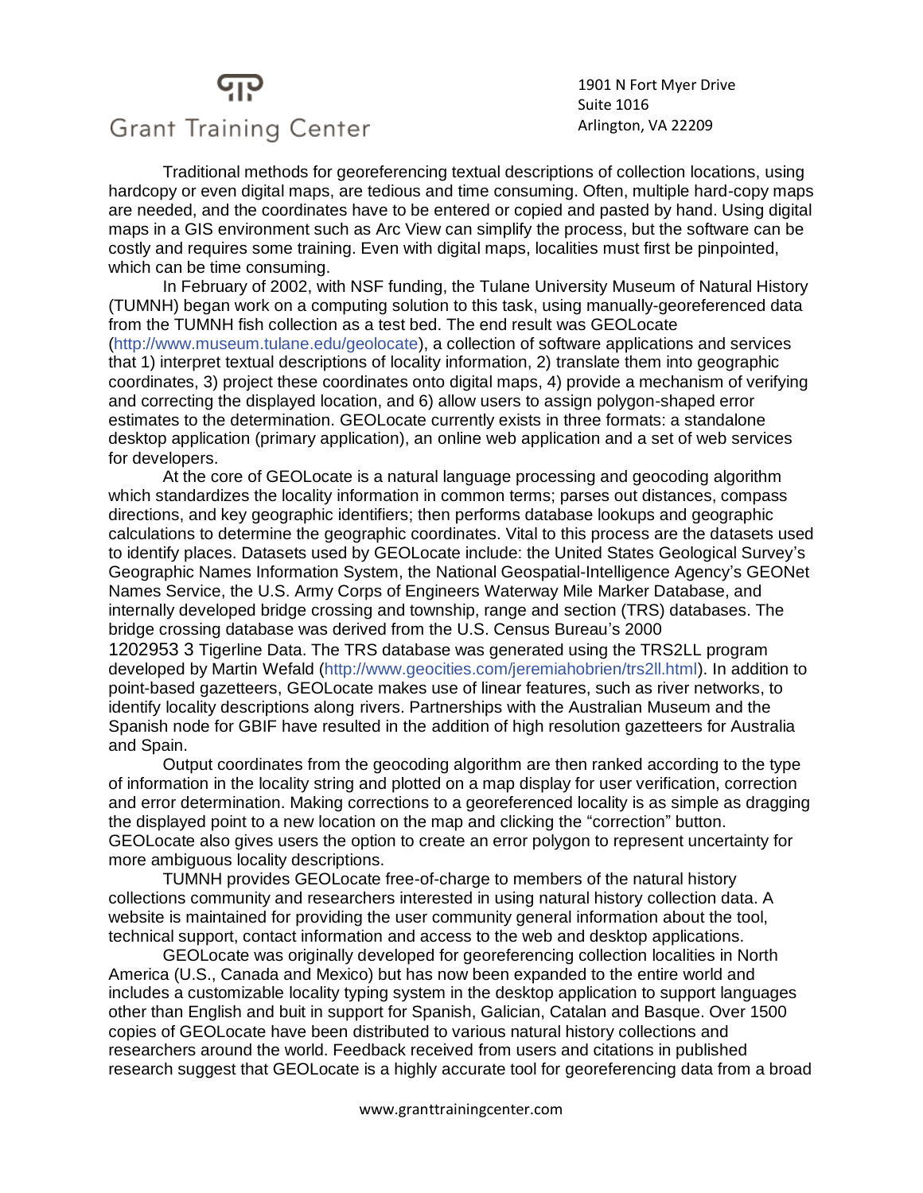Traditional methods for georeferencing textual descriptions of collection locations, using hardcopy or even digital maps, are tedious and time consuming. Often, multiple hard-copy maps are needed, and the coordinates have to be entered or copied and pasted by hand. Using digital maps in a GIS environment such as Arc View can simplify the process, but the software can be costly and requires some training. Even with digital maps, localities must first be pinpointed, which can be time consuming.

In February of 2002, with NSF funding, the Tulane University Museum of Natural History (TUMNH) began work on a computing solution to this task, using manually-georeferenced data from the TUMNH fish collection as a test bed. The end result was GEOLocate (http://www.museum.tulane.edu/geolocate), a collection of software applications and services that 1) interpret textual descriptions of locality information, 2) translate them into geographic coordinates, 3) project these coordinates onto digital maps, 4) provide a mechanism of verifying and correcting the displayed location, and 6) allow users to assign polygon-shaped error estimates to the determination. GEOLocate currently exists in three formats: a standalone desktop application (primary application), an online web application and a set of web services for developers.

At the core of GEOLocate is a natural language processing and geocoding algorithm which standardizes the locality information in common terms; parses out distances, compass directions, and key geographic identifiers; then performs database lookups and geographic calculations to determine the geographic coordinates. Vital to this process are the datasets used to identify places. Datasets used by GEOLocate include: the United States Geological Survey's Geographic Names Information System, the National Geospatial-Intelligence Agency's GEONet Names Service, the U.S. Army Corps of Engineers Waterway Mile Marker Database, and internally developed bridge crossing and township, range and section (TRS) databases. The bridge crossing database was derived from the U.S. Census Bureau's 2000 1202953 3 Tigerline Data. The TRS database was generated using the TRS2LL program developed by Martin Wefald (http://www.geocities.com/jeremiahobrien/trs2ll.html). In addition to point-based gazetteers, GEOLocate makes use of linear features, such as river networks, to identify locality descriptions along rivers. Partnerships with the Australian Museum and the Spanish node for GBIF have resulted in the addition of high resolution gazetteers for Australia and Spain.

Output coordinates from the geocoding algorithm are then ranked according to the type of information in the locality string and plotted on a map display for user verification, correction and error determination. Making corrections to a georeferenced locality is as simple as dragging the displayed point to a new location on the map and clicking the "correction" button. GEOLocate also gives users the option to create an error polygon to represent uncertainty for more ambiguous locality descriptions.

TUMNH provides GEOLocate free-of-charge to members of the natural history collections community and researchers interested in using natural history collection data. A website is maintained for providing the user community general information about the tool, technical support, contact information and access to the web and desktop applications.

GEOLocate was originally developed for georeferencing collection localities in North America (U.S., Canada and Mexico) but has now been expanded to the entire world and includes a customizable locality typing system in the desktop application to support languages other than English and buit in support for Spanish, Galician, Catalan and Basque. Over 1500 copies of GEOLocate have been distributed to various natural history collections and researchers around the world. Feedback received from users and citations in published research suggest that GEOLocate is a highly accurate tool for georeferencing data from a broad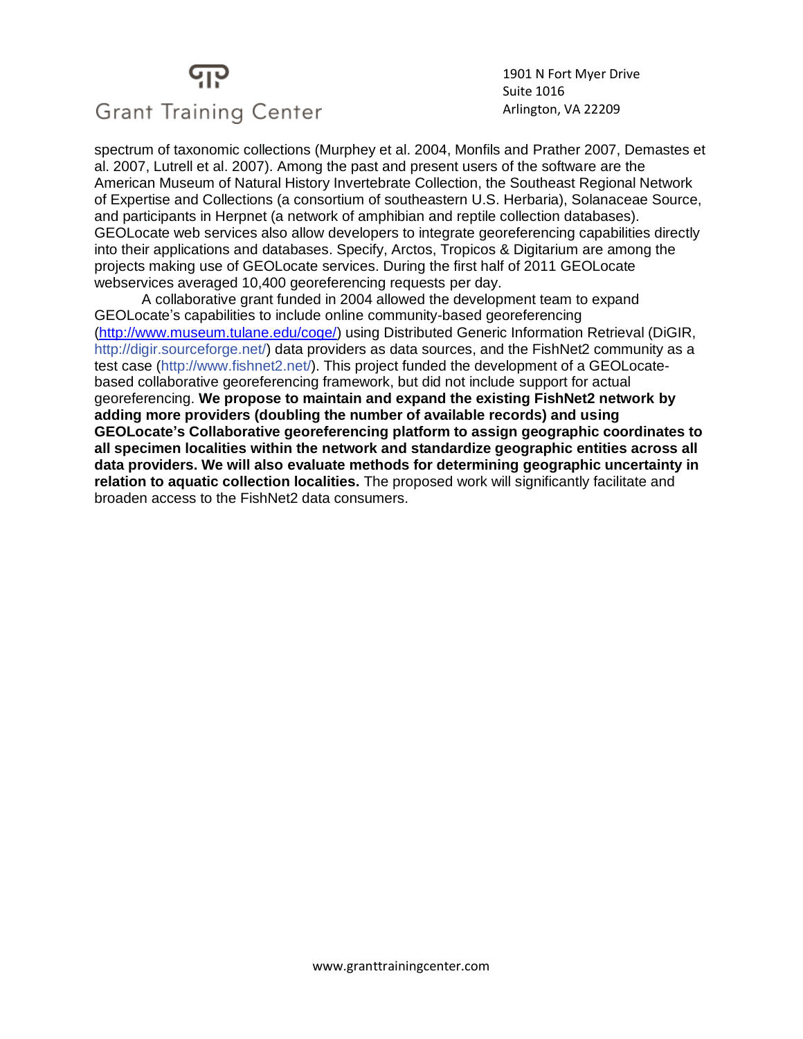spectrum of taxonomic collections (Murphey et al. 2004, Monfils and Prather 2007, Demastes et al. 2007, Lutrell et al. 2007). Among the past and present users of the software are the American Museum of Natural History Invertebrate Collection, the Southeast Regional Network of Expertise and Collections (a consortium of southeastern U.S. Herbaria), Solanaceae Source, and participants in Herpnet (a network of amphibian and reptile collection databases). GEOLocate web services also allow developers to integrate georeferencing capabilities directly into their applications and databases. Specify, Arctos, Tropicos & Digitarium are among the projects making use of GEOLocate services. During the first half of 2011 GEOLocate webservices averaged 10,400 georeferencing requests per day.

A collaborative grant funded in 2004 allowed the development team to expand GEOLocate's capabilities to include online community-based georeferencing (http://www.museum.tulane.edu/coge/) using Distributed Generic Information Retrieval (DiGIR, http://digir.sourceforge.net/) data providers as data sources, and the FishNet2 community as a test case (http://www.fishnet2.net/). This project funded the development of a GEOLocate-based collaborative georeferencing framework, but did not include support for actual georeferencing. **We propose to maintain and expand the existing FishNet2 network by adding more providers (doubling the number of available records) and using GEOLocate's Collaborative georeferencing platform to assign geographic coordinates to all specimen localities within the network and standardize geographic entities across all data providers. We will also evaluate methods for determining geographic uncertainty in relation to aquatic collection localities.** The proposed work will significantly facilitate and broaden access to the FishNet2 data consumers.